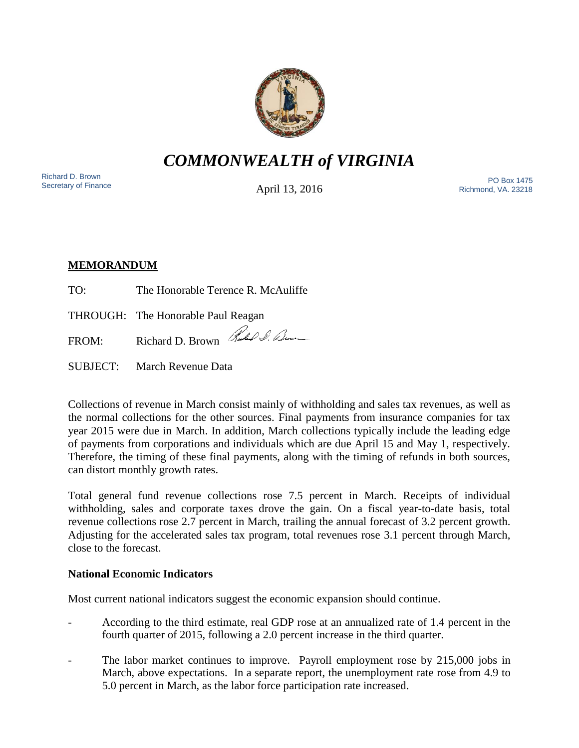# *COMMONWEALTH of VIRGINIA*

Richard D. Brown
Secretary of Finance

April 13, 2016

PO Box 1475
Richmond, VA. 23218

**MEMORANDUM**

TO: The Honorable Terence R. McAuliffe

THROUGH: The Honorable Paul Reagan

FROM: Richard D. Brown

SUBJECT: March Revenue Data

Collections of revenue in March consist mainly of withholding and sales tax revenues, as well as the normal collections for the other sources. Final payments from insurance companies for tax year 2015 were due in March. In addition, March collections typically include the leading edge of payments from corporations and individuals which are due April 15 and May 1, respectively. Therefore, the timing of these final payments, along with the timing of refunds in both sources, can distort monthly growth rates.

Total general fund revenue collections rose 7.5 percent in March. Receipts of individual withholding, sales and corporate taxes drove the gain. On a fiscal year-to-date basis, total revenue collections rose 2.7 percent in March, trailing the annual forecast of 3.2 percent growth. Adjusting for the accelerated sales tax program, total revenues rose 3.1 percent through March, close to the forecast.

**National Economic Indicators**

Most current national indicators suggest the economic expansion should continue.

- According to the third estimate, real GDP rose at an annualized rate of 1.4 percent in the fourth quarter of 2015, following a 2.0 percent increase in the third quarter.
- The labor market continues to improve. Payroll employment rose by 215,000 jobs in March, above expectations. In a separate report, the unemployment rate rose from 4.9 to 5.0 percent in March, as the labor force participation rate increased.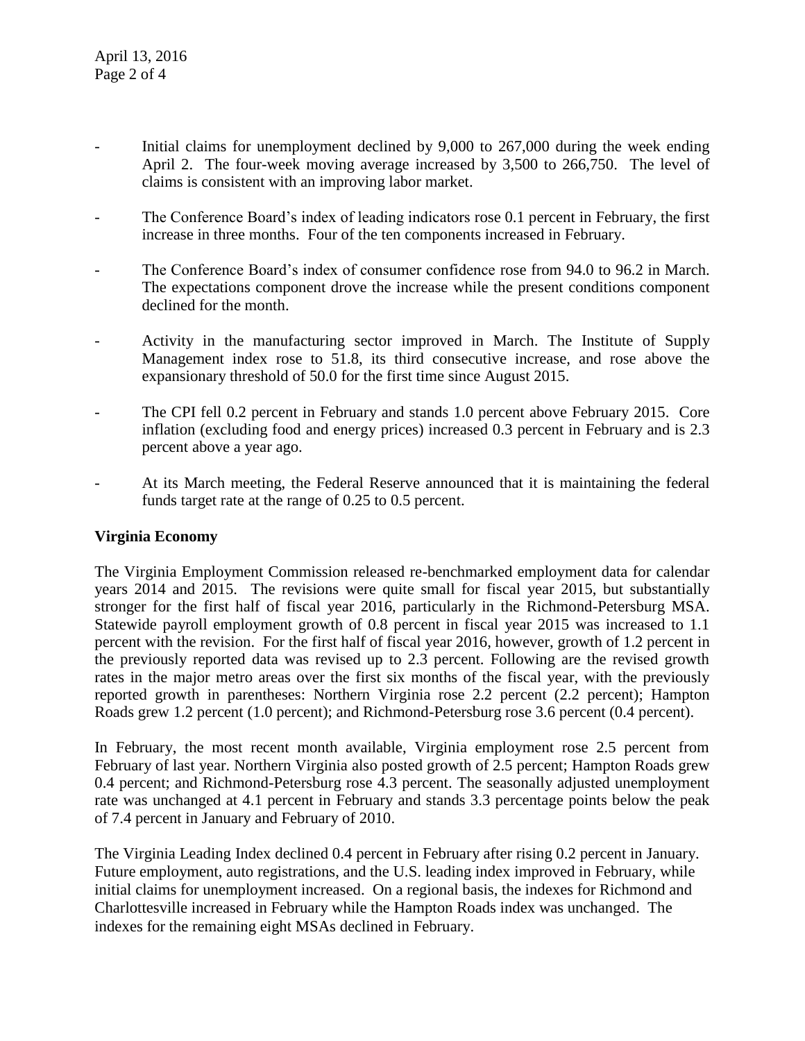- Initial claims for unemployment declined by 9,000 to 267,000 during the week ending April 2. The four-week moving average increased by 3,500 to 266,750. The level of claims is consistent with an improving labor market.

- The Conference Board's index of leading indicators rose 0.1 percent in February, the first increase in three months. Four of the ten components increased in February.

- The Conference Board's index of consumer confidence rose from 94.0 to 96.2 in March. The expectations component drove the increase while the present conditions component declined for the month.

- Activity in the manufacturing sector improved in March. The Institute of Supply Management index rose to 51.8, its third consecutive increase, and rose above the expansionary threshold of 50.0 for the first time since August 2015.

- The CPI fell 0.2 percent in February and stands 1.0 percent above February 2015. Core inflation (excluding food and energy prices) increased 0.3 percent in February and is 2.3 percent above a year ago.

- At its March meeting, the Federal Reserve announced that it is maintaining the federal funds target rate at the range of 0.25 to 0.5 percent.

**Virginia Economy**

The Virginia Employment Commission released re-benchmarked employment data for calendar years 2014 and 2015. The revisions were quite small for fiscal year 2015, but substantially stronger for the first half of fiscal year 2016, particularly in the Richmond-Petersburg MSA. Statewide payroll employment growth of 0.8 percent in fiscal year 2015 was increased to 1.1 percent with the revision. For the first half of fiscal year 2016, however, growth of 1.2 percent in the previously reported data was revised up to 2.3 percent. Following are the revised growth rates in the major metro areas over the first six months of the fiscal year, with the previously reported growth in parentheses: Northern Virginia rose 2.2 percent (2.2 percent); Hampton Roads grew 1.2 percent (1.0 percent); and Richmond-Petersburg rose 3.6 percent (0.4 percent).

In February, the most recent month available, Virginia employment rose 2.5 percent from February of last year. Northern Virginia also posted growth of 2.5 percent; Hampton Roads grew 0.4 percent; and Richmond-Petersburg rose 4.3 percent. The seasonally adjusted unemployment rate was unchanged at 4.1 percent in February and stands 3.3 percentage points below the peak of 7.4 percent in January and February of 2010.

The Virginia Leading Index declined 0.4 percent in February after rising 0.2 percent in January. Future employment, auto registrations, and the U.S. leading index improved in February, while initial claims for unemployment increased. On a regional basis, the indexes for Richmond and Charlottesville increased in February while the Hampton Roads index was unchanged. The indexes for the remaining eight MSAs declined in February.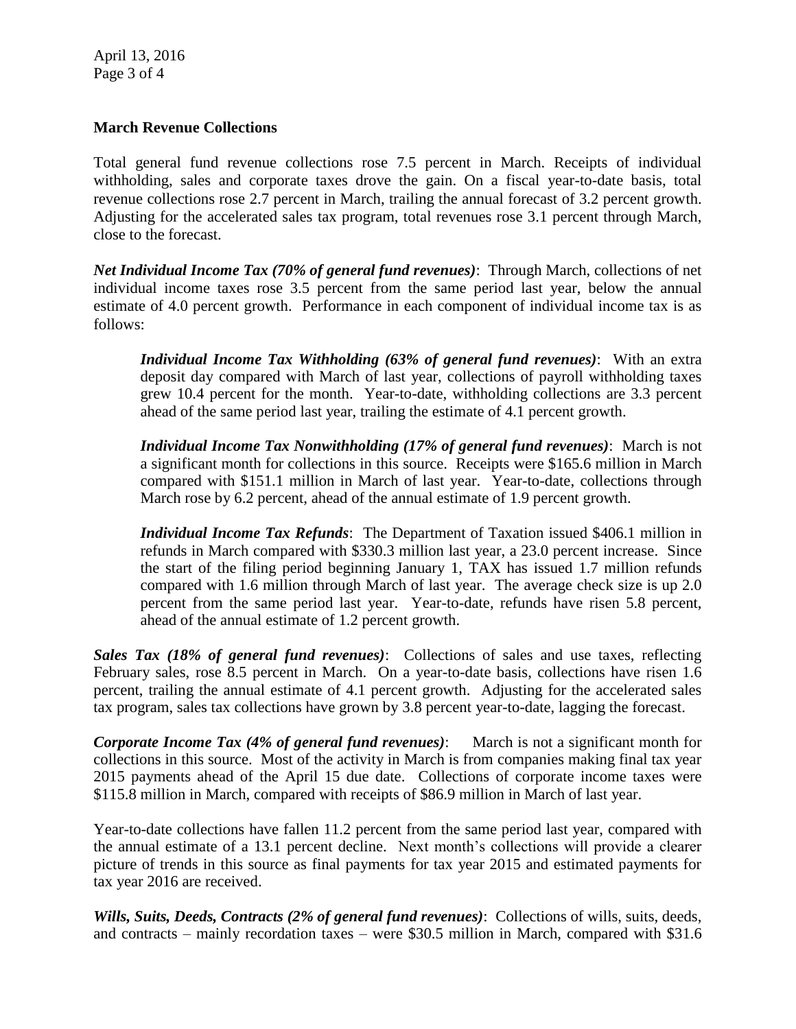**March Revenue Collections**

Total general fund revenue collections rose 7.5 percent in March. Receipts of individual withholding, sales and corporate taxes drove the gain. On a fiscal year-to-date basis, total revenue collections rose 2.7 percent in March, trailing the annual forecast of 3.2 percent growth. Adjusting for the accelerated sales tax program, total revenues rose 3.1 percent through March, close to the forecast.

***Net Individual Income Tax (70% of general fund revenues)***: Through March, collections of net individual income taxes rose 3.5 percent from the same period last year, below the annual estimate of 4.0 percent growth. Performance in each component of individual income tax is as follows:

> ***Individual Income Tax Withholding (63% of general fund revenues)***: With an extra deposit day compared with March of last year, collections of payroll withholding taxes grew 10.4 percent for the month. Year-to-date, withholding collections are 3.3 percent ahead of the same period last year, trailing the estimate of 4.1 percent growth.
>
> ***Individual Income Tax Nonwithholding (17% of general fund revenues)***: March is not a significant month for collections in this source. Receipts were $165.6 million in March compared with $151.1 million in March of last year. Year-to-date, collections through March rose by 6.2 percent, ahead of the annual estimate of 1.9 percent growth.
>
> ***Individual Income Tax Refunds***: The Department of Taxation issued $406.1 million in refunds in March compared with $330.3 million last year, a 23.0 percent increase. Since the start of the filing period beginning January 1, TAX has issued 1.7 million refunds compared with 1.6 million through March of last year. The average check size is up 2.0 percent from the same period last year. Year-to-date, refunds have risen 5.8 percent, ahead of the annual estimate of 1.2 percent growth.

***Sales Tax (18% of general fund revenues)***: Collections of sales and use taxes, reflecting February sales, rose 8.5 percent in March. On a year-to-date basis, collections have risen 1.6 percent, trailing the annual estimate of 4.1 percent growth. Adjusting for the accelerated sales tax program, sales tax collections have grown by 3.8 percent year-to-date, lagging the forecast.

***Corporate Income Tax (4% of general fund revenues)***: March is not a significant month for collections in this source. Most of the activity in March is from companies making final tax year 2015 payments ahead of the April 15 due date. Collections of corporate income taxes were $115.8 million in March, compared with receipts of $86.9 million in March of last year.

Year-to-date collections have fallen 11.2 percent from the same period last year, compared with the annual estimate of a 13.1 percent decline. Next month's collections will provide a clearer picture of trends in this source as final payments for tax year 2015 and estimated payments for tax year 2016 are received.

***Wills, Suits, Deeds, Contracts (2% of general fund revenues)***: Collections of wills, suits, deeds, and contracts – mainly recordation taxes – were $30.5 million in March, compared with $31.6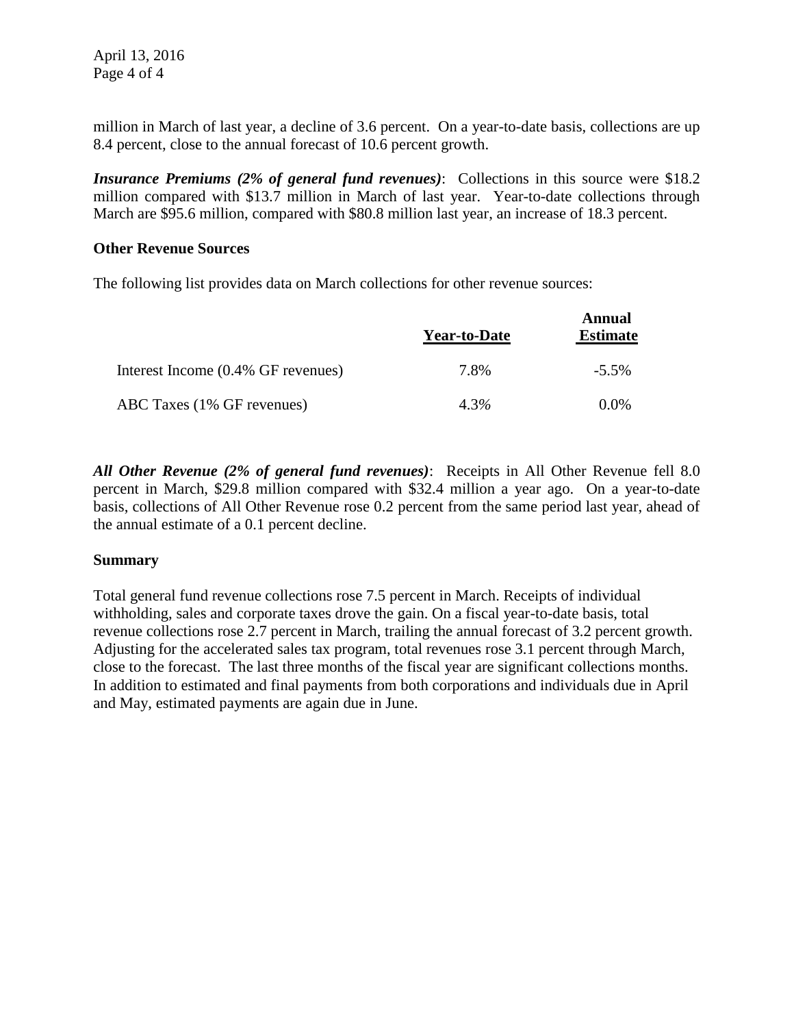million in March of last year, a decline of 3.6 percent. On a year-to-date basis, collections are up 8.4 percent, close to the annual forecast of 10.6 percent growth.

***Insurance Premiums (2% of general fund revenues)***: Collections in this source were $18.2 million compared with $13.7 million in March of last year. Year-to-date collections through March are $95.6 million, compared with $80.8 million last year, an increase of 18.3 percent.

**Other Revenue Sources**

The following list provides data on March collections for other revenue sources:

| | Year-to-Date | Annual Estimate |
|---|---|---|
| Interest Income (0.4% GF revenues) | 7.8% | -5.5% |
| ABC Taxes (1% GF revenues) | 4.3% | 0.0% |

***All Other Revenue (2% of general fund revenues)***: Receipts in All Other Revenue fell 8.0 percent in March, $29.8 million compared with $32.4 million a year ago. On a year-to-date basis, collections of All Other Revenue rose 0.2 percent from the same period last year, ahead of the annual estimate of a 0.1 percent decline.

**Summary**

Total general fund revenue collections rose 7.5 percent in March. Receipts of individual withholding, sales and corporate taxes drove the gain. On a fiscal year-to-date basis, total revenue collections rose 2.7 percent in March, trailing the annual forecast of 3.2 percent growth. Adjusting for the accelerated sales tax program, total revenues rose 3.1 percent through March, close to the forecast. The last three months of the fiscal year are significant collections months. In addition to estimated and final payments from both corporations and individuals due in April and May, estimated payments are again due in June.